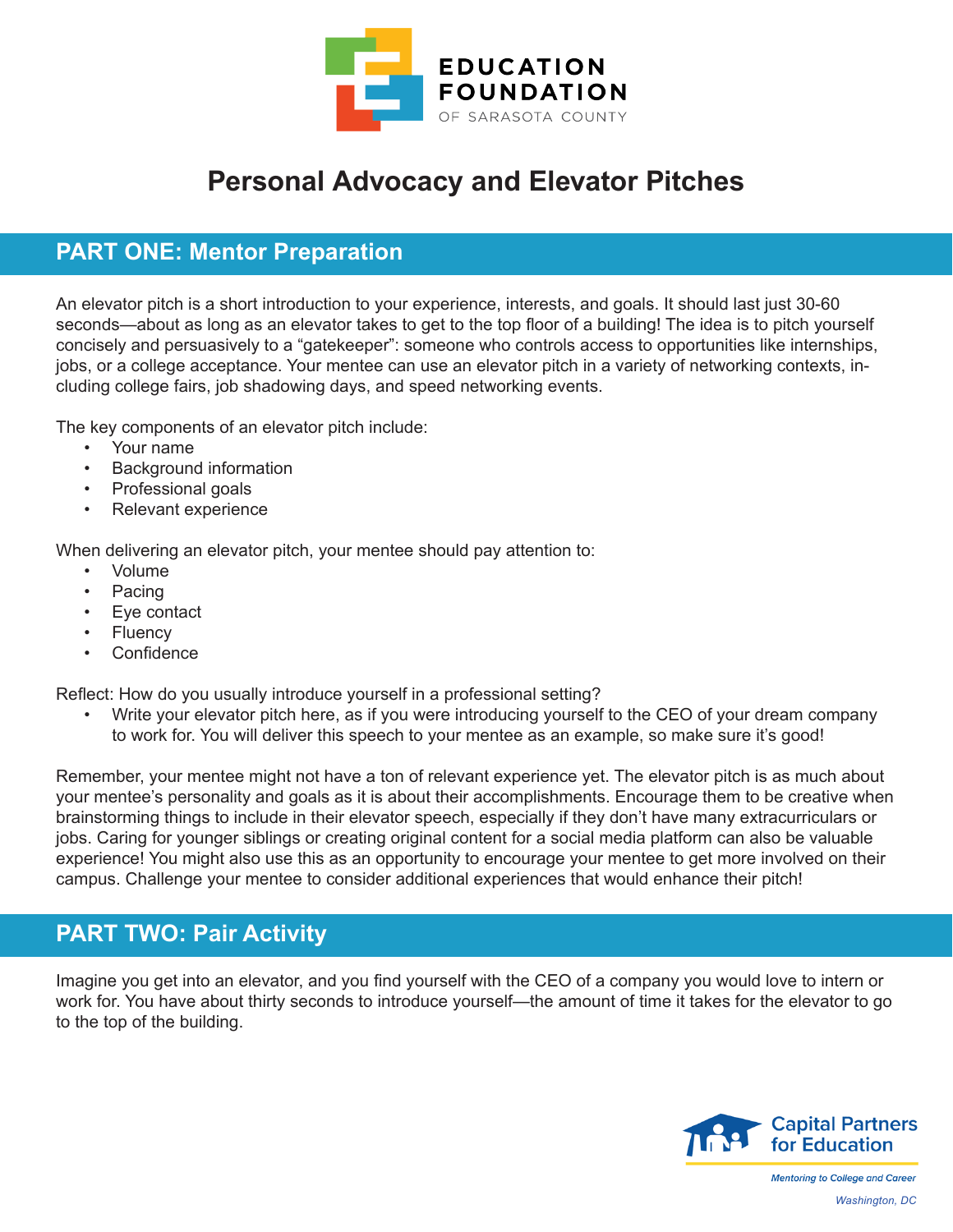# Personal Advocacy and Elevator Pitches

## PART ONE: Mentor Preparation

An elevator pitch is a short introduction to your experience, interests, and goals. It should last just 30-60 seconds—about as long as an elevator takes to get to the top floor of a building! The idea is to pitch yourself concisely and persuasively to a "gatekeeper": someone who controls access to opportunities like internships, jobs, or a college acceptance. Your mentee can use an elevator pitch in a variety of networking contexts, including college fairs, job shadowing days, and speed networking events.

The key components of an elevator pitch include:

- Your name
- Background information
- Professional goals
- Relevant experience

When delivering an elevator pitch, your mentee should pay attention to:

- Volume
- Pacing
- Eye contact
- Fluency
- Confidence

Reflect: How do you usually introduce yourself in a professional setting?

- Write your elevator pitch here, as if you were introducing yourself to the CEO of your dream company to work for. You will deliver this speech to your mentee as an example, so make sure it's good!

Remember, your mentee might not have a ton of relevant experience yet. The elevator pitch is as much about your mentee's personality and goals as it is about their accomplishments. Encourage them to be creative when brainstorming things to include in their elevator speech, especially if they don't have many extracurriculars or jobs. Caring for younger siblings or creating original content for a social media platform can also be valuable experience! You might also use this as an opportunity to encourage your mentee to get more involved on their campus. Challenge your mentee to consider additional experiences that would enhance their pitch!

## PART TWO: Pair Activity

Imagine you get into an elevator, and you find yourself with the CEO of a company you would love to intern or work for. You have about thirty seconds to introduce yourself—the amount of time it takes for the elevator to go to the top of the building.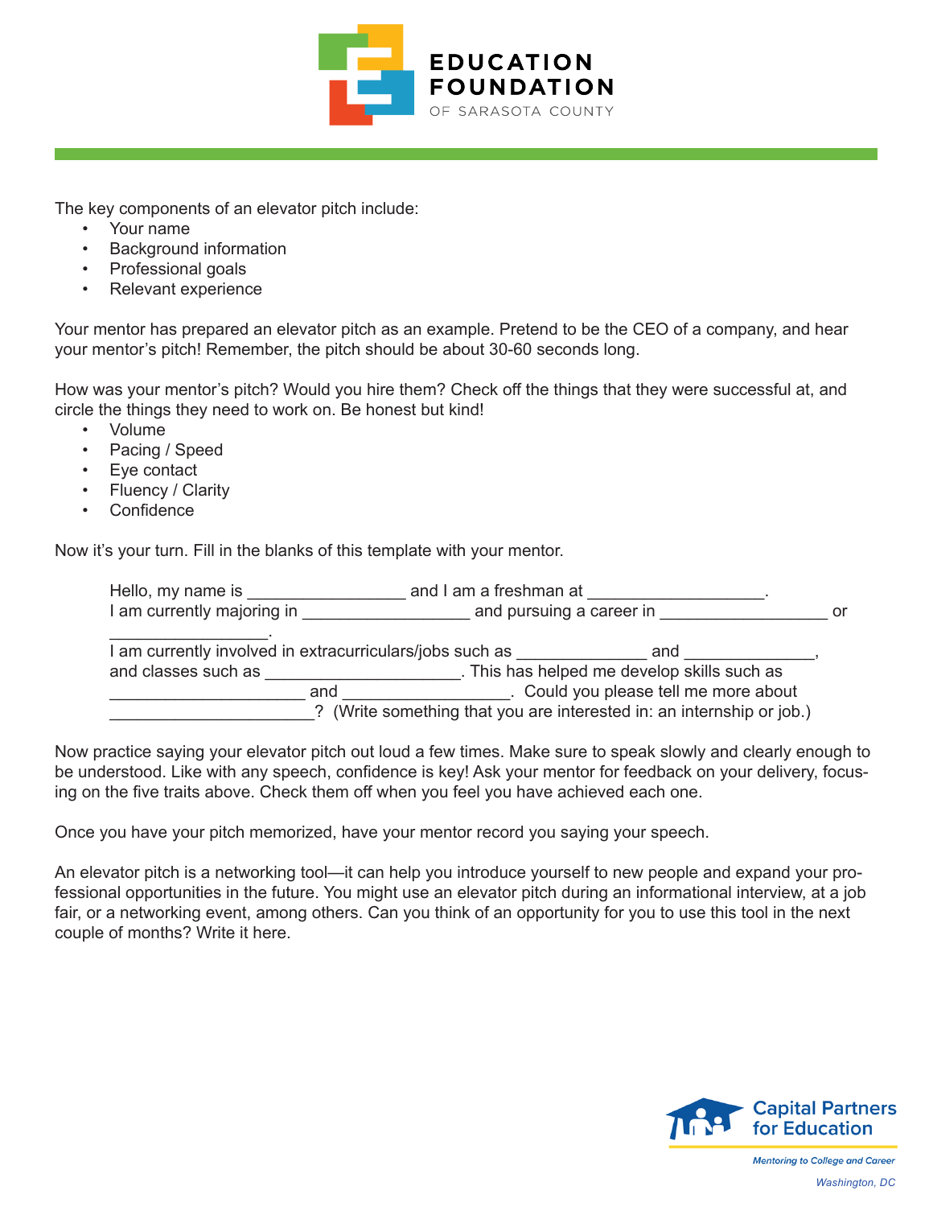The key components of an elevator pitch include:

- Your name
- Background information
- Professional goals
- Relevant experience

Your mentor has prepared an elevator pitch as an example. Pretend to be the CEO of a company, and hear your mentor's pitch! Remember, the pitch should be about 30-60 seconds long.

How was your mentor's pitch? Would you hire them? Check off the things that they were successful at, and circle the things they need to work on. Be honest but kind!

- Volume
- Pacing / Speed
- Eye contact
- Fluency / Clarity
- Confidence

Now it's your turn. Fill in the blanks of this template with your mentor.

> Hello, my name is _________________ and I am a freshman at __________________.
> I am currently majoring in _________________ and pursuing a career in __________________ or ________________.
> I am currently involved in extracurriculars/jobs such as ______________ and ______________, and classes such as _____________________. This has helped me develop skills such as _____________________ and _________________. Could you please tell me more about ______________________? (Write something that you are interested in: an internship or job.)

Now practice saying your elevator pitch out loud a few times. Make sure to speak slowly and clearly enough to be understood. Like with any speech, confidence is key! Ask your mentor for feedback on your delivery, focusing on the five traits above. Check them off when you feel you have achieved each one.

Once you have your pitch memorized, have your mentor record you saying your speech.

An elevator pitch is a networking tool—it can help you introduce yourself to new people and expand your professional opportunities in the future. You might use an elevator pitch during an informational interview, at a job fair, or a networking event, among others. Can you think of an opportunity for you to use this tool in the next couple of months? Write it here.